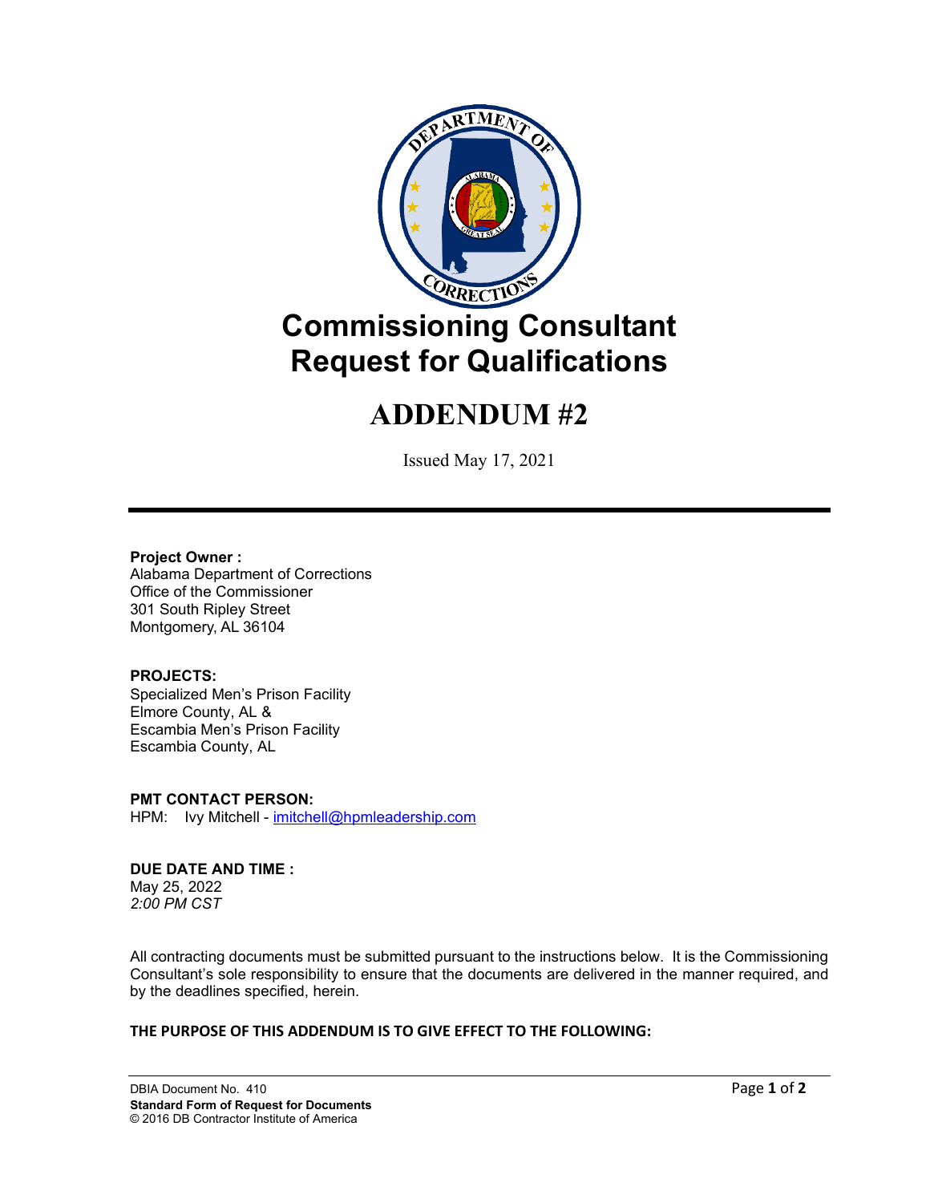# Commissioning Consultant Request for Qualifications

# ADDENDUM #2

Issued May 17, 2021

---

**Project Owner :**
Alabama Department of Corrections
Office of the Commissioner
301 South Ripley Street
Montgomery, AL 36104

**PROJECTS:**
Specialized Men's Prison Facility
Elmore County, AL &
Escambia Men's Prison Facility
Escambia County, AL

**PMT CONTACT PERSON:**
HPM: Ivy Mitchell - imitchell@hpmleadership.com

**DUE DATE AND TIME :**
May 25, 2022
*2:00 PM CST*

All contracting documents must be submitted pursuant to the instructions below. It is the Commissioning Consultant's sole responsibility to ensure that the documents are delivered in the manner required, and by the deadlines specified, herein.

**THE PURPOSE OF THIS ADDENDUM IS TO GIVE EFFECT TO THE FOLLOWING:**

DBIA Document No. 410
**Standard Form of Request for Documents**
© 2016 DB Contractor Institute of America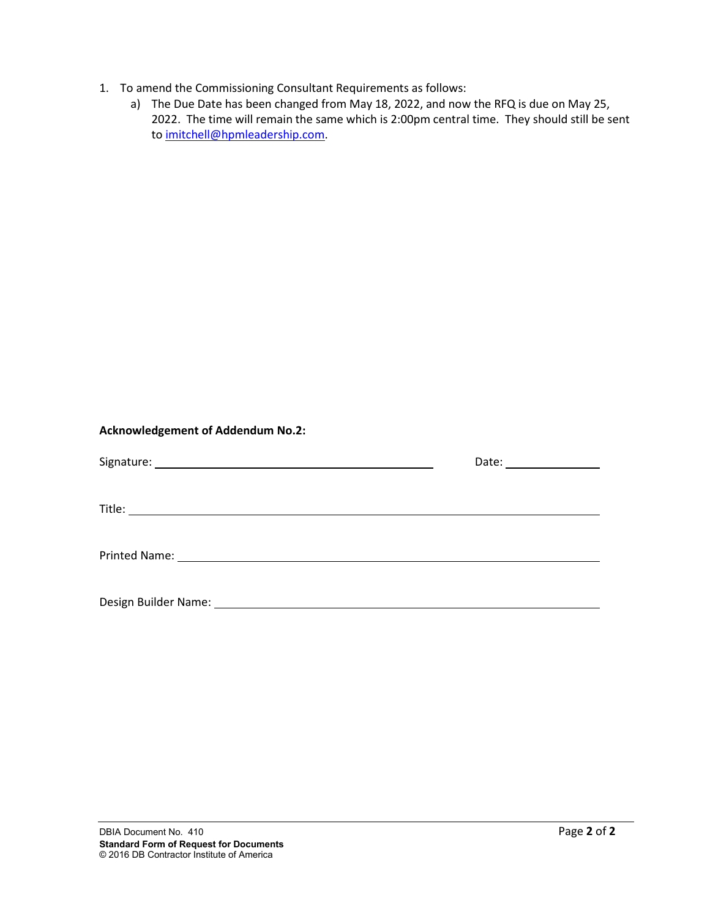1. To amend the Commissioning Consultant Requirements as follows:
   a) The Due Date has been changed from May 18, 2022, and now the RFQ is due on May 25, 2022. The time will remain the same which is 2:00pm central time. They should still be sent to imitchell@hpmleadership.com.

**Acknowledgement of Addendum No.2:**

Signature: ______________________________ Date: ______________

Title: ______________________________

Printed Name: ______________________________

Design Builder Name: ______________________________

DBIA Document No. 410
**Standard Form of Request for Documents**
© 2016 DB Contractor Institute of America